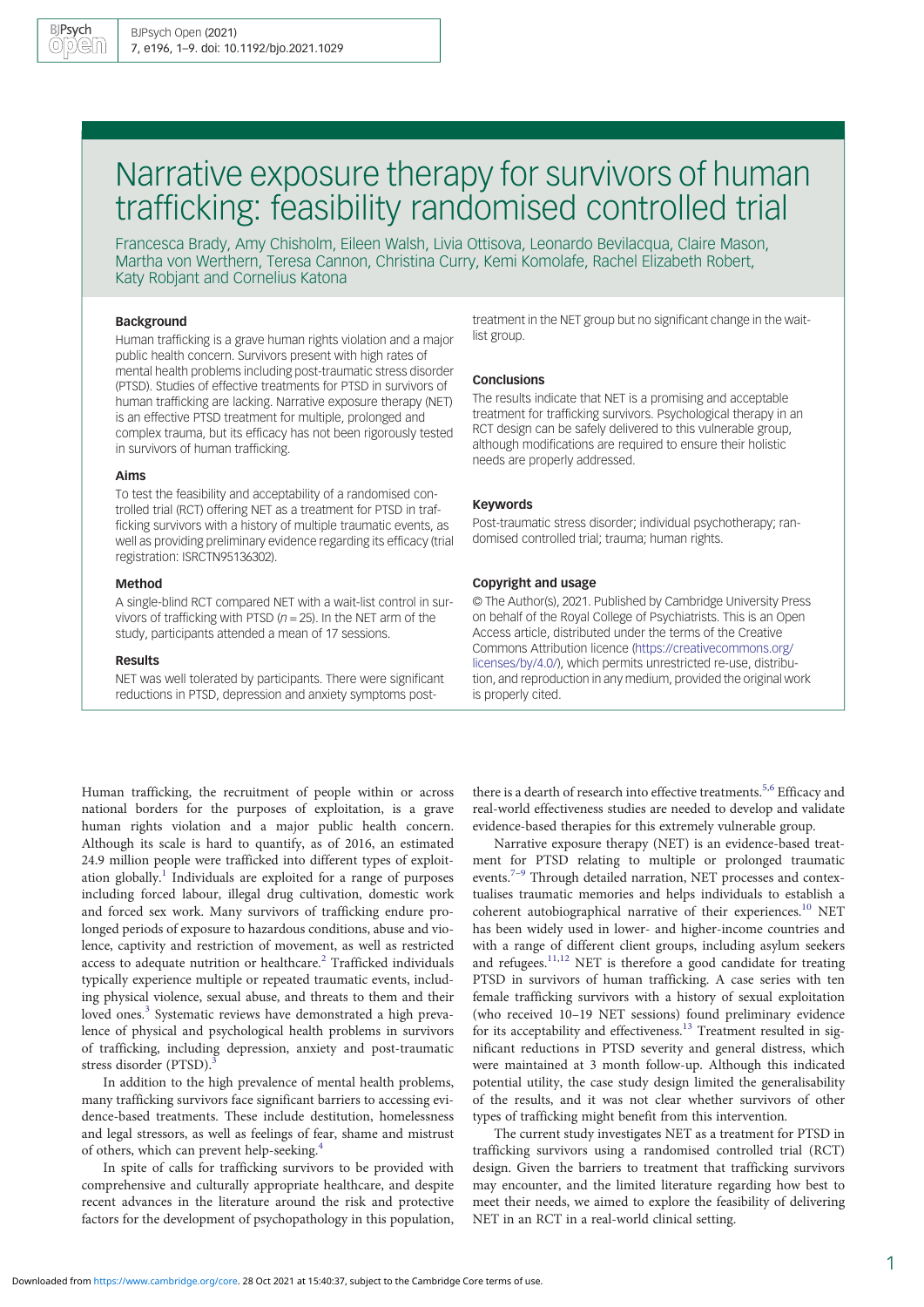# Narrative exposure therapy for survivors of human trafficking: feasibility randomised controlled trial

Francesca Brady, Amy Chisholm, Eileen Walsh, Livia Ottisova, Leonardo Bevilacqua, Claire Mason, Martha von Werthern, Teresa Cannon, Christina Curry, Kemi Komolafe, Rachel Elizabeth Robert, Katy Robjant and Cornelius Katona

### Background

Human trafficking is a grave human rights violation and a major public health concern. Survivors present with high rates of mental health problems including post-traumatic stress disorder (PTSD). Studies of effective treatments for PTSD in survivors of human trafficking are lacking. Narrative exposure therapy (NET) is an effective PTSD treatment for multiple, prolonged and complex trauma, but its efficacy has not been rigorously tested in survivors of human trafficking.

### Aims

To test the feasibility and acceptability of a randomised controlled trial (RCT) offering NET as a treatment for PTSD in trafficking survivors with a history of multiple traumatic events, as well as providing preliminary evidence regarding its efficacy (trial registration: ISRCTN95136302).

### Method

A single-blind RCT compared NET with a wait-list control in survivors of trafficking with PTSD ($n = 25$). In the NET arm of the study, participants attended a mean of 17 sessions.

### Results

NET was well tolerated by participants. There were significant reductions in PTSD, depression and anxiety symptoms post-treatment in the NET group but no significant change in the wait-list group.

### Conclusions

The results indicate that NET is a promising and acceptable treatment for trafficking survivors. Psychological therapy in an RCT design can be safely delivered to this vulnerable group, although modifications are required to ensure their holistic needs are properly addressed.

### Keywords

Post-traumatic stress disorder; individual psychotherapy; randomised controlled trial; trauma; human rights.

### Copyright and usage

© The Author(s), 2021. Published by Cambridge University Press on behalf of the Royal College of Psychiatrists. This is an Open Access article, distributed under the terms of the Creative Commons Attribution licence (https://creativecommons.org/licenses/by/4.0/), which permits unrestricted re-use, distribution, and reproduction in any medium, provided the original work is properly cited.

Human trafficking, the recruitment of people within or across national borders for the purposes of exploitation, is a grave human rights violation and a major public health concern. Although its scale is hard to quantify, as of 2016, an estimated 24.9 million people were trafficked into different types of exploitation globally.[1] Individuals are exploited for a range of purposes including forced labour, illegal drug cultivation, domestic work and forced sex work. Many survivors of trafficking endure prolonged periods of exposure to hazardous conditions, abuse and violence, captivity and restriction of movement, as well as restricted access to adequate nutrition or healthcare.[2] Trafficked individuals typically experience multiple or repeated traumatic events, including physical violence, sexual abuse, and threats to them and their loved ones.[3] Systematic reviews have demonstrated a high prevalence of physical and psychological health problems in survivors of trafficking, including depression, anxiety and post-traumatic stress disorder (PTSD).[3]

In addition to the high prevalence of mental health problems, many trafficking survivors face significant barriers to accessing evidence-based treatments. These include destitution, homelessness and legal stressors, as well as feelings of fear, shame and mistrust of others, which can prevent help-seeking.[4]

In spite of calls for trafficking survivors to be provided with comprehensive and culturally appropriate healthcare, and despite recent advances in the literature around the risk and protective factors for the development of psychopathology in this population, there is a dearth of research into effective treatments.[5,6] Efficacy and real-world effectiveness studies are needed to develop and validate evidence-based therapies for this extremely vulnerable group.

Narrative exposure therapy (NET) is an evidence-based treatment for PTSD relating to multiple or prolonged traumatic events.[7–9] Through detailed narration, NET processes and contextualises traumatic memories and helps individuals to establish a coherent autobiographical narrative of their experiences.[10] NET has been widely used in lower- and higher-income countries and with a range of different client groups, including asylum seekers and refugees.[11,12] NET is therefore a good candidate for treating PTSD in survivors of human trafficking. A case series with ten female trafficking survivors with a history of sexual exploitation (who received 10–19 NET sessions) found preliminary evidence for its acceptability and effectiveness.[13] Treatment resulted in significant reductions in PTSD severity and general distress, which were maintained at 3 month follow-up. Although this indicated potential utility, the case study design limited the generalisability of the results, and it was not clear whether survivors of other types of trafficking might benefit from this intervention.

The current study investigates NET as a treatment for PTSD in trafficking survivors using a randomised controlled trial (RCT) design. Given the barriers to treatment that trafficking survivors may encounter, and the limited literature regarding how best to meet their needs, we aimed to explore the feasibility of delivering NET in an RCT in a real-world clinical setting.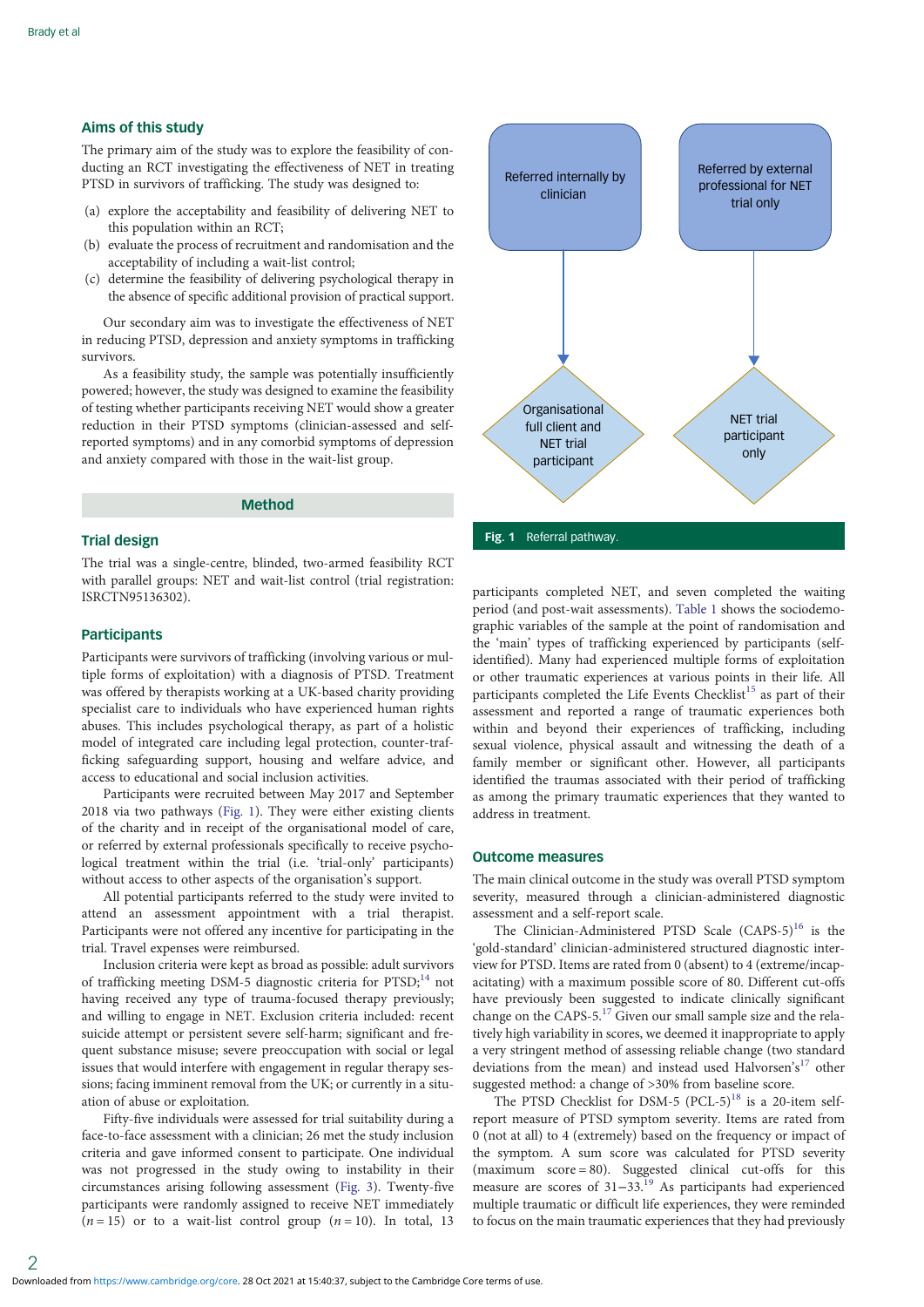## Aims of this study

The primary aim of the study was to explore the feasibility of conducting an RCT investigating the effectiveness of NET in treating PTSD in survivors of trafficking. The study was designed to:

(a) explore the acceptability and feasibility of delivering NET to this population within an RCT;
(b) evaluate the process of recruitment and randomisation and the acceptability of including a wait-list control;
(c) determine the feasibility of delivering psychological therapy in the absence of specific additional provision of practical support.

Our secondary aim was to investigate the effectiveness of NET in reducing PTSD, depression and anxiety symptoms in trafficking survivors.

As a feasibility study, the sample was potentially insufficiently powered; however, the study was designed to examine the feasibility of testing whether participants receiving NET would show a greater reduction in their PTSD symptoms (clinician-assessed and self-reported symptoms) and in any comorbid symptoms of depression and anxiety compared with those in the wait-list group.

# Method

## Trial design

The trial was a single-centre, blinded, two-armed feasibility RCT with parallel groups: NET and wait-list control (trial registration: ISRCTN95136302).

## Participants

Participants were survivors of trafficking (involving various or multiple forms of exploitation) with a diagnosis of PTSD. Treatment was offered by therapists working at a UK-based charity providing specialist care to individuals who have experienced human rights abuses. This includes psychological therapy, as part of a holistic model of integrated care including legal protection, counter-trafficking safeguarding support, housing and welfare advice, and access to educational and social inclusion activities.

Participants were recruited between May 2017 and September 2018 via two pathways (Fig. 1). They were either existing clients of the charity and in receipt of the organisational model of care, or referred by external professionals specifically to receive psychological treatment within the trial (i.e. 'trial-only' participants) without access to other aspects of the organisation's support.

All potential participants referred to the study were invited to attend an assessment appointment with a trial therapist. Participants were not offered any incentive for participating in the trial. Travel expenses were reimbursed.

Inclusion criteria were kept as broad as possible: adult survivors of trafficking meeting DSM-5 diagnostic criteria for PTSD;[14] not having received any type of trauma-focused therapy previously; and willing to engage in NET. Exclusion criteria included: recent suicide attempt or persistent severe self-harm; significant and frequent substance misuse; severe preoccupation with social or legal issues that would interfere with engagement in regular therapy sessions; facing imminent removal from the UK; or currently in a situation of abuse or exploitation.

Fifty-five individuals were assessed for trial suitability during a face-to-face assessment with a clinician; 26 met the study inclusion criteria and gave informed consent to participate. One individual was not progressed in the study owing to instability in their circumstances arising following assessment (Fig. 3). Twenty-five participants were randomly assigned to receive NET immediately ($n = 15$) or to a wait-list control group ($n = 10$). In total, 13

Referred internally by clinician

Referred by external professional for NET trial only

Organisational full client and NET trial participant

NET trial participant only

**Fig. 1** Referral pathway.

participants completed NET, and seven completed the waiting period (and post-wait assessments). Table 1 shows the sociodemographic variables of the sample at the point of randomisation and the 'main' types of trafficking experienced by participants (self-identified). Many had experienced multiple forms of exploitation or other traumatic experiences at various points in their life. All participants completed the Life Events Checklist[15] as part of their assessment and reported a range of traumatic experiences both within and beyond their experiences of trafficking, including sexual violence, physical assault and witnessing the death of a family member or significant other. However, all participants identified the traumas associated with their period of trafficking as among the primary traumatic experiences that they wanted to address in treatment.

## Outcome measures

The main clinical outcome in the study was overall PTSD symptom severity, measured through a clinician-administered diagnostic assessment and a self-report scale.

The Clinician-Administered PTSD Scale (CAPS-5)[16] is the 'gold-standard' clinician-administered structured diagnostic interview for PTSD. Items are rated from 0 (absent) to 4 (extreme/incapacitating) with a maximum possible score of 80. Different cut-offs have previously been suggested to indicate clinically significant change on the CAPS-5.[17] Given our small sample size and the relatively high variability in scores, we deemed it inappropriate to apply a very stringent method of assessing reliable change (two standard deviations from the mean) and instead used Halvorsen's[17] other suggested method: a change of >30% from baseline score.

The PTSD Checklist for DSM-5 (PCL-5)[18] is a 20-item self-report measure of PTSD symptom severity. Items are rated from 0 (not at all) to 4 (extremely) based on the frequency or impact of the symptom. A sum score was calculated for PTSD severity (maximum score = 80). Suggested clinical cut-offs for this measure are scores of 31–33.[19] As participants had experienced multiple traumatic or difficult life experiences, they were reminded to focus on the main traumatic experiences that they had previously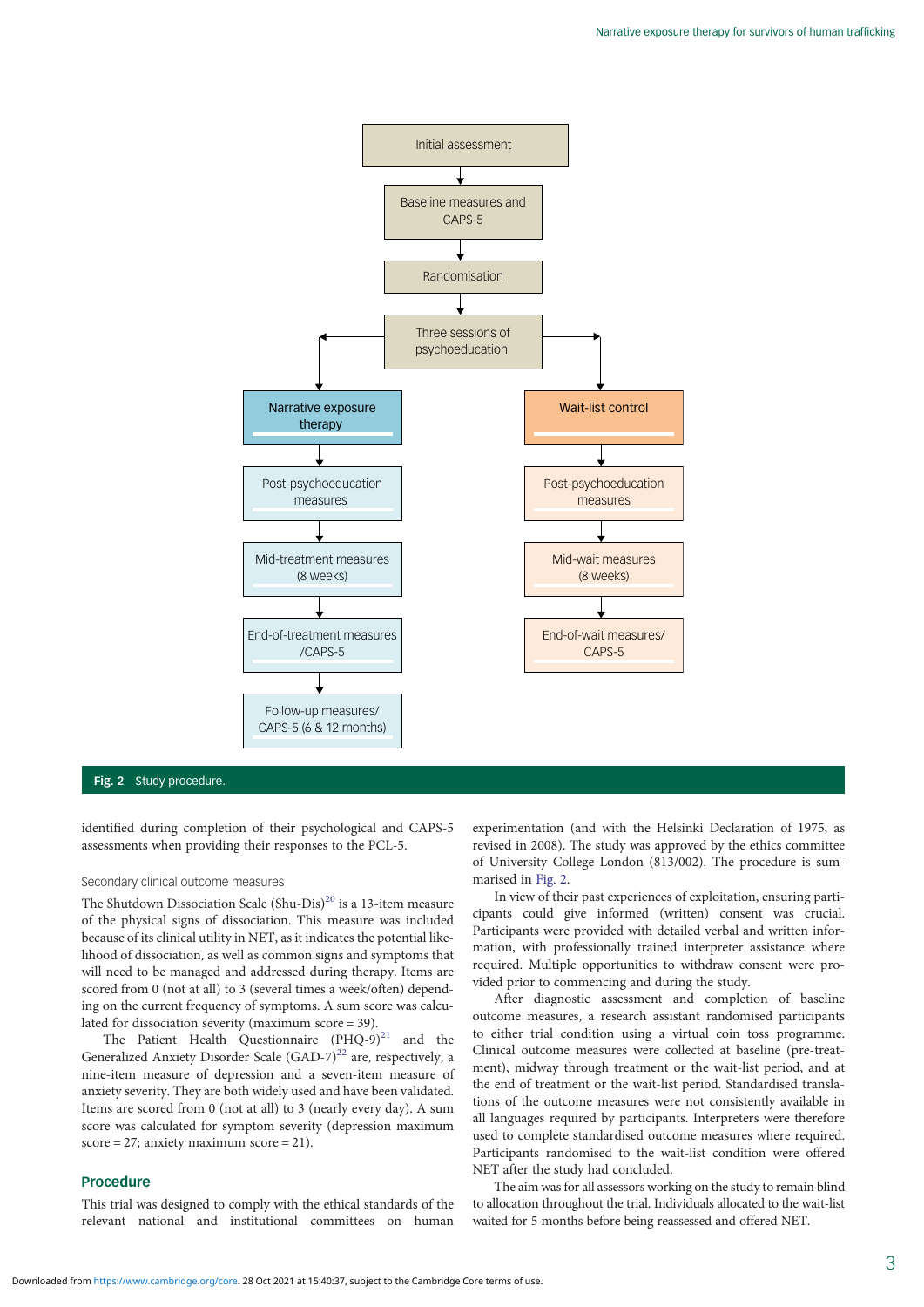Initial assessment

Baseline measures and CAPS-5

Randomisation

Three sessions of psychoeducation

Narrative exposure therapy

Post-psychoeducation measures

Mid-treatment measures (8 weeks)

End-of-treatment measures /CAPS-5

Follow-up measures/ CAPS-5 (6 & 12 months)

Wait-list control

Post-psychoeducation measures

Mid-wait measures (8 weeks)

End-of-wait measures/ CAPS-5

**Fig. 2** Study procedure.

identified during completion of their psychological and CAPS-5 assessments when providing their responses to the PCL-5.

### Secondary clinical outcome measures

The Shutdown Dissociation Scale (Shu-Dis)[20] is a 13-item measure of the physical signs of dissociation. This measure was included because of its clinical utility in NET, as it indicates the potential likelihood of dissociation, as well as common signs and symptoms that will need to be managed and addressed during therapy. Items are scored from 0 (not at all) to 3 (several times a week/often) depending on the current frequency of symptoms. A sum score was calculated for dissociation severity (maximum score = 39).

The Patient Health Questionnaire (PHQ-9)[21] and the Generalized Anxiety Disorder Scale (GAD-7)[22] are, respectively, a nine-item measure of depression and a seven-item measure of anxiety severity. They are both widely used and have been validated. Items are scored from 0 (not at all) to 3 (nearly every day). A sum score was calculated for symptom severity (depression maximum score = 27; anxiety maximum score = 21).

## Procedure

This trial was designed to comply with the ethical standards of the relevant national and institutional committees on human experimentation (and with the Helsinki Declaration of 1975, as revised in 2008). The study was approved by the ethics committee of University College London (813/002). The procedure is summarised in Fig. 2.

In view of their past experiences of exploitation, ensuring participants could give informed (written) consent was crucial. Participants were provided with detailed verbal and written information, with professionally trained interpreter assistance where required. Multiple opportunities to withdraw consent were provided prior to commencing and during the study.

After diagnostic assessment and completion of baseline outcome measures, a research assistant randomised participants to either trial condition using a virtual coin toss programme. Clinical outcome measures were collected at baseline (pre-treatment), midway through treatment or the wait-list period, and at the end of treatment or the wait-list period. Standardised translations of the outcome measures were not consistently available in all languages required by participants. Interpreters were therefore used to complete standardised outcome measures where required. Participants randomised to the wait-list condition were offered NET after the study had concluded.

The aim was for all assessors working on the study to remain blind to allocation throughout the trial. Individuals allocated to the wait-list waited for 5 months before being reassessed and offered NET.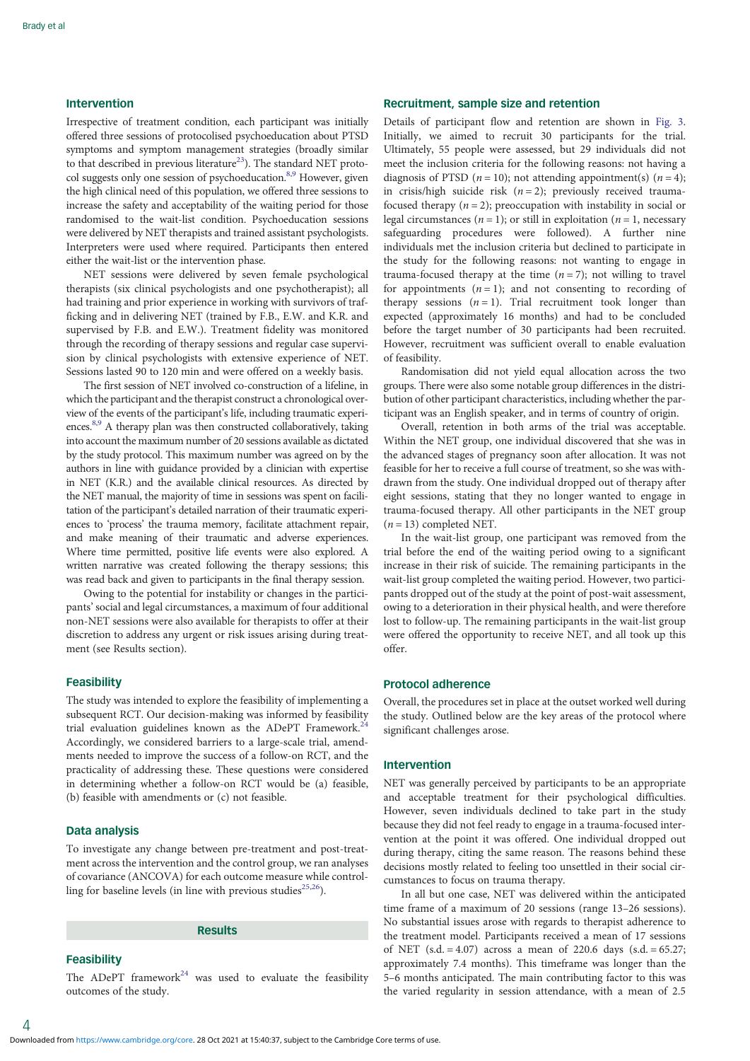## Intervention

Irrespective of treatment condition, each participant was initially offered three sessions of protocolised psychoeducation about PTSD symptoms and symptom management strategies (broadly similar to that described in previous literature[23]). The standard NET protocol suggests only one session of psychoeducation.[8,9] However, given the high clinical need of this population, we offered three sessions to increase the safety and acceptability of the waiting period for those randomised to the wait-list condition. Psychoeducation sessions were delivered by NET therapists and trained assistant psychologists. Interpreters were used where required. Participants then entered either the wait-list or the intervention phase.

NET sessions were delivered by seven female psychological therapists (six clinical psychologists and one psychotherapist); all had training and prior experience in working with survivors of trafficking and in delivering NET (trained by F.B., E.W. and K.R. and supervised by F.B. and E.W.). Treatment fidelity was monitored through the recording of therapy sessions and regular case supervision by clinical psychologists with extensive experience of NET. Sessions lasted 90 to 120 min and were offered on a weekly basis.

The first session of NET involved co-construction of a lifeline, in which the participant and the therapist construct a chronological overview of the events of the participant's life, including traumatic experiences.[8,9] A therapy plan was then constructed collaboratively, taking into account the maximum number of 20 sessions available as dictated by the study protocol. This maximum number was agreed on by the authors in line with guidance provided by a clinician with expertise in NET (K.R.) and the available clinical resources. As directed by the NET manual, the majority of time in sessions was spent on facilitation of the participant's detailed narration of their traumatic experiences to 'process' the trauma memory, facilitate attachment repair, and make meaning of their traumatic and adverse experiences. Where time permitted, positive life events were also explored. A written narrative was created following the therapy sessions; this was read back and given to participants in the final therapy session.

Owing to the potential for instability or changes in the participants' social and legal circumstances, a maximum of four additional non-NET sessions were also available for therapists to offer at their discretion to address any urgent or risk issues arising during treatment (see Results section).

## Feasibility

The study was intended to explore the feasibility of implementing a subsequent RCT. Our decision-making was informed by feasibility trial evaluation guidelines known as the ADePT Framework.[24] Accordingly, we considered barriers to a large-scale trial, amendments needed to improve the success of a follow-on RCT, and the practicality of addressing these. These questions were considered in determining whether a follow-on RCT would be (a) feasible, (b) feasible with amendments or (c) not feasible.

## Data analysis

To investigate any change between pre-treatment and post-treatment across the intervention and the control group, we ran analyses of covariance (ANCOVA) for each outcome measure while controlling for baseline levels (in line with previous studies[25,26]).

# Results

## Feasibility

The ADePT framework[24] was used to evaluate the feasibility outcomes of the study.

## Recruitment, sample size and retention

Details of participant flow and retention are shown in Fig. 3. Initially, we aimed to recruit 30 participants for the trial. Ultimately, 55 people were assessed, but 29 individuals did not meet the inclusion criteria for the following reasons: not having a diagnosis of PTSD ($n = 10$); not attending appointment(s) ($n = 4$); in crisis/high suicide risk ($n = 2$); previously received trauma-focused therapy ($n = 2$); preoccupation with instability in social or legal circumstances ($n = 1$); or still in exploitation ($n = 1$, necessary safeguarding procedures were followed). A further nine individuals met the inclusion criteria but declined to participate in the study for the following reasons: not wanting to engage in trauma-focused therapy at the time ($n = 7$); not willing to travel for appointments ($n = 1$); and not consenting to recording of therapy sessions ($n = 1$). Trial recruitment took longer than expected (approximately 16 months) and had to be concluded before the target number of 30 participants had been recruited. However, recruitment was sufficient overall to enable evaluation of feasibility.

Randomisation did not yield equal allocation across the two groups. There were also some notable group differences in the distribution of other participant characteristics, including whether the participant was an English speaker, and in terms of country of origin.

Overall, retention in both arms of the trial was acceptable. Within the NET group, one individual discovered that she was in the advanced stages of pregnancy soon after allocation. It was not feasible for her to receive a full course of treatment, so she was withdrawn from the study. One individual dropped out of therapy after eight sessions, stating that they no longer wanted to engage in trauma-focused therapy. All other participants in the NET group ($n = 13$) completed NET.

In the wait-list group, one participant was removed from the trial before the end of the waiting period owing to a significant increase in their risk of suicide. The remaining participants in the wait-list group completed the waiting period. However, two participants dropped out of the study at the point of post-wait assessment, owing to a deterioration in their physical health, and were therefore lost to follow-up. The remaining participants in the wait-list group were offered the opportunity to receive NET, and all took up this offer.

## Protocol adherence

Overall, the procedures set in place at the outset worked well during the study. Outlined below are the key areas of the protocol where significant challenges arose.

## Intervention

NET was generally perceived by participants to be an appropriate and acceptable treatment for their psychological difficulties. However, seven individuals declined to take part in the study because they did not feel ready to engage in a trauma-focused intervention at the point it was offered. One individual dropped out during therapy, citing the same reason. The reasons behind these decisions mostly related to feeling too unsettled in their social circumstances to focus on trauma therapy.

In all but one case, NET was delivered within the anticipated time frame of a maximum of 20 sessions (range 13–26 sessions). No substantial issues arose with regards to therapist adherence to the treatment model. Participants received a mean of 17 sessions of NET (s.d. = 4.07) across a mean of 220.6 days (s.d. = 65.27; approximately 7.4 months). This timeframe was longer than the 5–6 months anticipated. The main contributing factor to this was the varied regularity in session attendance, with a mean of 2.5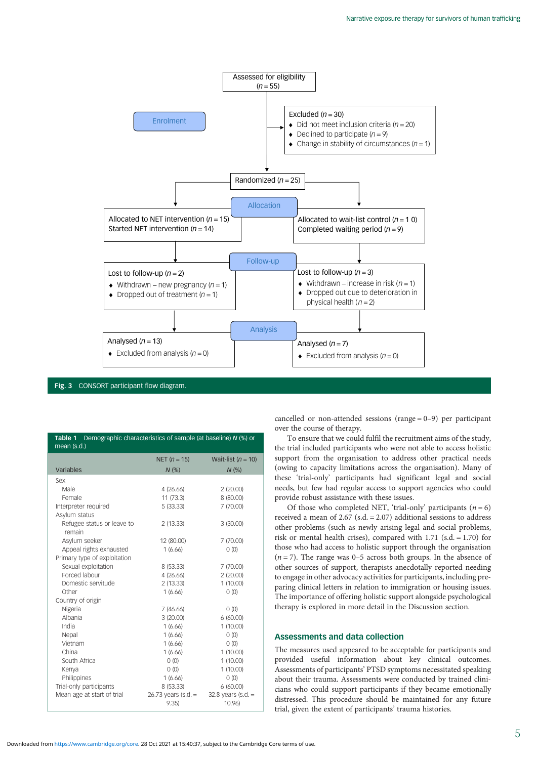Assessed for eligibility
($n = 55$)

Enrolment

Excluded ($n = 30$)
- Did not meet inclusion criteria ($n = 20$)
- Declined to participate ($n = 9$)
- Change in stability of circumstances ($n = 1$)

Randomized ($n = 25$)

Allocation

Allocated to NET intervention ($n = 15$)
Started NET intervention ($n = 14$)

Allocated to wait-list control ($n = 1$ 0)
Completed waiting period ($n = 9$)

Follow-up

Lost to follow-up ($n = 2$)
- Withdrawn – new pregnancy ($n = 1$)
- Dropped out of treatment ($n = 1$)

Lost to follow-up ($n = 3$)
- Withdrawn – increase in risk ($n = 1$)
- Dropped out due to deterioration in physical health ($n = 2$)

Analysis

Analysed ($n = 13$)
- Excluded from analysis ($n = 0$)

Analysed ($n = 7$)
- Excluded from analysis ($n = 0$)

**Fig. 3** CONSORT participant flow diagram.

**Table 1** Demographic characteristics of sample (at baseline) *N* (%) or mean (s.d.)

| Variables | NET ($n = 15$) *N* (%) | Wait-list ($n = 10$) *N* (%) |
|---|---|---|
| Sex | | |
| Male | 4 (26.66) | 2 (20.00) |
| Female | 11 (73.3) | 8 (80.00) |
| Interpreter required | 5 (33.33) | 7 (70.00) |
| Asylum status | | |
| Refugee status or leave to remain | 2 (13.33) | 3 (30.00) |
| Asylum seeker | 12 (80.00) | 7 (70.00) |
| Appeal rights exhausted | 1 (6.66) | 0 (0) |
| Primary type of exploitation | | |
| Sexual exploitation | 8 (53.33) | 7 (70.00) |
| Forced labour | 4 (26.66) | 2 (20.00) |
| Domestic servitude | 2 (13.33) | 1 (10.00) |
| Other | 1 (6.66) | 0 (0) |
| Country of origin | | |
| Nigeria | 7 (46.66) | 0 (0) |
| Albania | 3 (20.00) | 6 (60.00) |
| India | 1 (6.66) | 1 (10.00) |
| Nepal | 1 (6.66) | 0 (0) |
| Vietnam | 1 (6.66) | 0 (0) |
| China | 1 (6.66) | 1 (10.00) |
| South Africa | 0 (0) | 1 (10.00) |
| Kenya | 0 (0) | 1 (10.00) |
| Philippines | 1 (6.66) | 0 (0) |
| Trial-only participants | 8 (53.33) | 6 (60.00) |
| Mean age at start of trial | 26.73 years (s.d. = 9.35) | 32.8 years (s.d. = 10.96) |

cancelled or non-attended sessions (range = 0–9) per participant over the course of therapy.

To ensure that we could fulfil the recruitment aims of the study, the trial included participants who were not able to access holistic support from the organisation to address other practical needs (owing to capacity limitations across the organisation). Many of these 'trial-only' participants had significant legal and social needs, but few had regular access to support agencies who could provide robust assistance with these issues.

Of those who completed NET, 'trial-only' participants ($n = 6$) received a mean of 2.67 (s.d. = 2.07) additional sessions to address other problems (such as newly arising legal and social problems, risk or mental health crises), compared with 1.71 (s.d. = 1.70) for those who had access to holistic support through the organisation ($n = 7$). The range was 0–5 across both groups. In the absence of other sources of support, therapists anecdotally reported needing to engage in other advocacy activities for participants, including preparing clinical letters in relation to immigration or housing issues. The importance of offering holistic support alongside psychological therapy is explored in more detail in the Discussion section.

## Assessments and data collection

The measures used appeared to be acceptable for participants and provided useful information about key clinical outcomes. Assessments of participants' PTSD symptoms necessitated speaking about their trauma. Assessments were conducted by trained clinicians who could support participants if they became emotionally distressed. This procedure should be maintained for any future trial, given the extent of participants' trauma histories.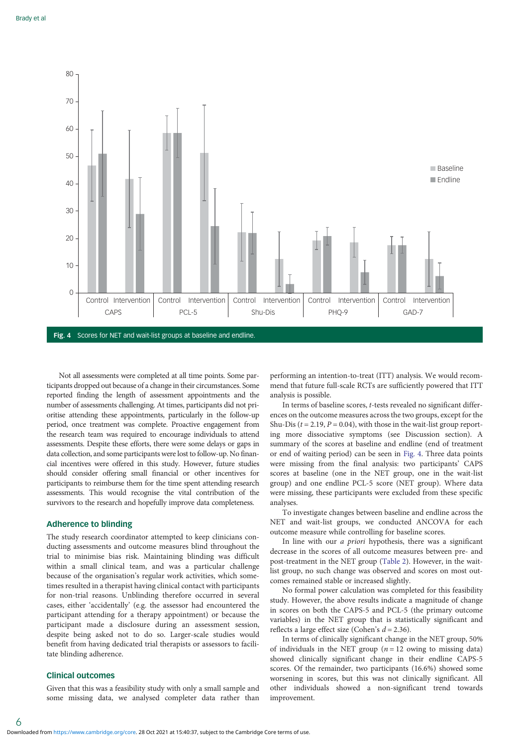80
70
60
50
40
30
20
10
0

Baseline
Endline

Control Intervention
CAPS
Control Intervention
PCL-5
Control Intervention
Shu-Dis
Control Intervention
PHQ-9
Control Intervention
GAD-7

**Fig. 4** Scores for NET and wait-list groups at baseline and endline.

Not all assessments were completed at all time points. Some participants dropped out because of a change in their circumstances. Some reported finding the length of assessment appointments and the number of assessments challenging. At times, participants did not prioritise attending these appointments, particularly in the follow-up period, once treatment was complete. Proactive engagement from the research team was required to encourage individuals to attend assessments. Despite these efforts, there were some delays or gaps in data collection, and some participants were lost to follow-up. No financial incentives were offered in this study. However, future studies should consider offering small financial or other incentives for participants to reimburse them for the time spent attending research assessments. This would recognise the vital contribution of the survivors to the research and hopefully improve data completeness.

## Adherence to blinding

The study research coordinator attempted to keep clinicians conducting assessments and outcome measures blind throughout the trial to minimise bias risk. Maintaining blinding was difficult within a small clinical team, and was a particular challenge because of the organisation's regular work activities, which sometimes resulted in a therapist having clinical contact with participants for non-trial reasons. Unblinding therefore occurred in several cases, either 'accidentally' (e.g. the assessor had encountered the participant attending for a therapy appointment) or because the participant made a disclosure during an assessment session, despite being asked not to do so. Larger-scale studies would benefit from having dedicated trial therapists or assessors to facilitate blinding adherence.

## Clinical outcomes

Given that this was a feasibility study with only a small sample and some missing data, we analysed completer data rather than performing an intention-to-treat (ITT) analysis. We would recommend that future full-scale RCTs are sufficiently powered that ITT analysis is possible.

In terms of baseline scores, *t*-tests revealed no significant differences on the outcome measures across the two groups, except for the Shu-Dis ($t = 2.19$, $P = 0.04$), with those in the wait-list group reporting more dissociative symptoms (see Discussion section). A summary of the scores at baseline and endline (end of treatment or end of waiting period) can be seen in Fig. 4. Three data points were missing from the final analysis: two participants' CAPS scores at baseline (one in the NET group, one in the wait-list group) and one endline PCL-5 score (NET group). Where data were missing, these participants were excluded from these specific analyses.

To investigate changes between baseline and endline across the NET and wait-list groups, we conducted ANCOVA for each outcome measure while controlling for baseline scores.

In line with our *a priori* hypothesis, there was a significant decrease in the scores of all outcome measures between pre- and post-treatment in the NET group (Table 2). However, in the wait-list group, no such change was observed and scores on most outcomes remained stable or increased slightly.

No formal power calculation was completed for this feasibility study. However, the above results indicate a magnitude of change in scores on both the CAPS-5 and PCL-5 (the primary outcome variables) in the NET group that is statistically significant and reflects a large effect size (Cohen's $d = 2.36$).

In terms of clinically significant change in the NET group, 50% of individuals in the NET group ($n = 12$ owing to missing data) showed clinically significant change in their endline CAPS-5 scores. Of the remainder, two participants (16.6%) showed some worsening in scores, but this was not clinically significant. All other individuals showed a non-significant trend towards improvement.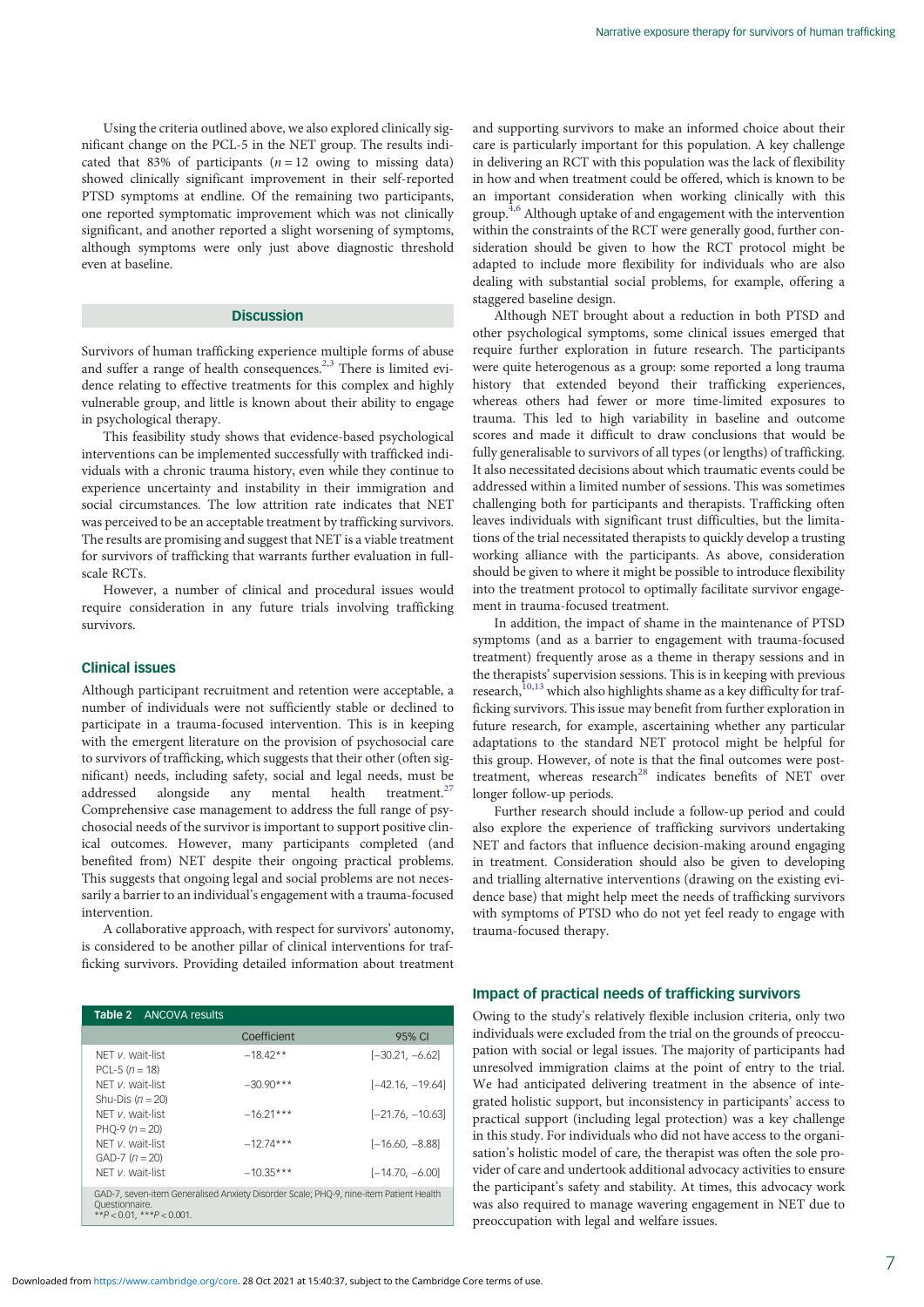Using the criteria outlined above, we also explored clinically significant change on the PCL-5 in the NET group. The results indicated that 83% of participants ($n = 12$ owing to missing data) showed clinically significant improvement in their self-reported PTSD symptoms at endline. Of the remaining two participants, one reported symptomatic improvement which was not clinically significant, and another reported a slight worsening of symptoms, although symptoms were only just above diagnostic threshold even at baseline.

## Discussion

Survivors of human trafficking experience multiple forms of abuse and suffer a range of health consequences.[2,3] There is limited evidence relating to effective treatments for this complex and highly vulnerable group, and little is known about their ability to engage in psychological therapy.

This feasibility study shows that evidence-based psychological interventions can be implemented successfully with trafficked individuals with a chronic trauma history, even while they continue to experience uncertainty and instability in their immigration and social circumstances. The low attrition rate indicates that NET was perceived to be an acceptable treatment by trafficking survivors. The results are promising and suggest that NET is a viable treatment for survivors of trafficking that warrants further evaluation in full-scale RCTs.

However, a number of clinical and procedural issues would require consideration in any future trials involving trafficking survivors.

### Clinical issues

Although participant recruitment and retention were acceptable, a number of individuals were not sufficiently stable or declined to participate in a trauma-focused intervention. This is in keeping with the emergent literature on the provision of psychosocial care to survivors of trafficking, which suggests that their other (often significant) needs, including safety, social and legal needs, must be addressed alongside any mental health treatment.[27] Comprehensive case management to address the full range of psychosocial needs of the survivor is important to support positive clinical outcomes. However, many participants completed (and benefited from) NET despite their ongoing practical problems. This suggests that ongoing legal and social problems are not necessarily a barrier to an individual's engagement with a trauma-focused intervention.

A collaborative approach, with respect for survivors' autonomy, is considered to be another pillar of clinical interventions for trafficking survivors. Providing detailed information about treatment and supporting survivors to make an informed choice about their care is particularly important for this population. A key challenge in delivering an RCT with this population was the lack of flexibility in how and when treatment could be offered, which is known to be an important consideration when working clinically with this group.[4,6] Although uptake of and engagement with the intervention within the constraints of the RCT were generally good, further consideration should be given to how the RCT protocol might be adapted to include more flexibility for individuals who are also dealing with substantial social problems, for example, offering a staggered baseline design.

Although NET brought about a reduction in both PTSD and other psychological symptoms, some clinical issues emerged that require further exploration in future research. The participants were quite heterogenous as a group: some reported a long trauma history that extended beyond their trafficking experiences, whereas others had fewer or more time-limited exposures to trauma. This led to high variability in baseline and outcome scores and made it difficult to draw conclusions that would be fully generalisable to survivors of all types (or lengths) of trafficking. It also necessitated decisions about which traumatic events could be addressed within a limited number of sessions. This was sometimes challenging both for participants and therapists. Trafficking often leaves individuals with significant trust difficulties, but the limitations of the trial necessitated therapists to quickly develop a trusting working alliance with the participants. As above, consideration should be given to where it might be possible to introduce flexibility into the treatment protocol to optimally facilitate survivor engagement in trauma-focused treatment.

In addition, the impact of shame in the maintenance of PTSD symptoms (and as a barrier to engagement with trauma-focused treatment) frequently arose as a theme in therapy sessions and in the therapists' supervision sessions. This is in keeping with previous research,[10,13] which also highlights shame as a key difficulty for trafficking survivors. This issue may benefit from further exploration in future research, for example, ascertaining whether any particular adaptations to the standard NET protocol might be helpful for this group. However, of note is that the final outcomes were post-treatment, whereas research[28] indicates benefits of NET over longer follow-up periods.

Further research should include a follow-up period and could also explore the experience of trafficking survivors undertaking NET and factors that influence decision-making around engaging in treatment. Consideration should also be given to developing and trialling alternative interventions (drawing on the existing evidence base) that might help meet the needs of trafficking survivors with symptoms of PTSD who do not yet feel ready to engage with trauma-focused therapy.

### Impact of practical needs of trafficking survivors

Owing to the study's relatively flexible inclusion criteria, only two individuals were excluded from the trial on the grounds of preoccupation with social or legal issues. The majority of participants had unresolved immigration claims at the point of entry to the trial. We had anticipated delivering treatment in the absence of integrated holistic support, but inconsistency in participants' access to practical support (including legal protection) was a key challenge in this study. For individuals who did not have access to the organisation's holistic model of care, the therapist was often the sole provider of care and undertook additional advocacy activities to ensure the participant's safety and stability. At times, this advocacy work was also required to manage wavering engagement in NET due to preoccupation with legal and welfare issues.

**Table 2** ANCOVA results

| | Coefficient | 95% CI |
|---|---|---|
| NET *v.* wait-list PCL-5 ($n = 18$) | −18.42** | [−30.21, −6.62] |
| NET *v.* wait-list Shu-Dis ($n = 20$) | −30.90*** | [−42.16, −19.64] |
| NET *v.* wait-list PHQ-9 ($n = 20$) | −16.21*** | [−21.76, −10.63] |
| NET *v.* wait-list GAD-7 ($n = 20$) | −12.74*** | [−16.60, −8.88] |
| NET *v.* wait-list | −10.35*** | [−14.70, −6.00] |

GAD-7, seven-item Generalised Anxiety Disorder Scale; PHQ-9, nine-item Patient Health Questionnaire.
**$P < 0.01$, ***$P < 0.001$.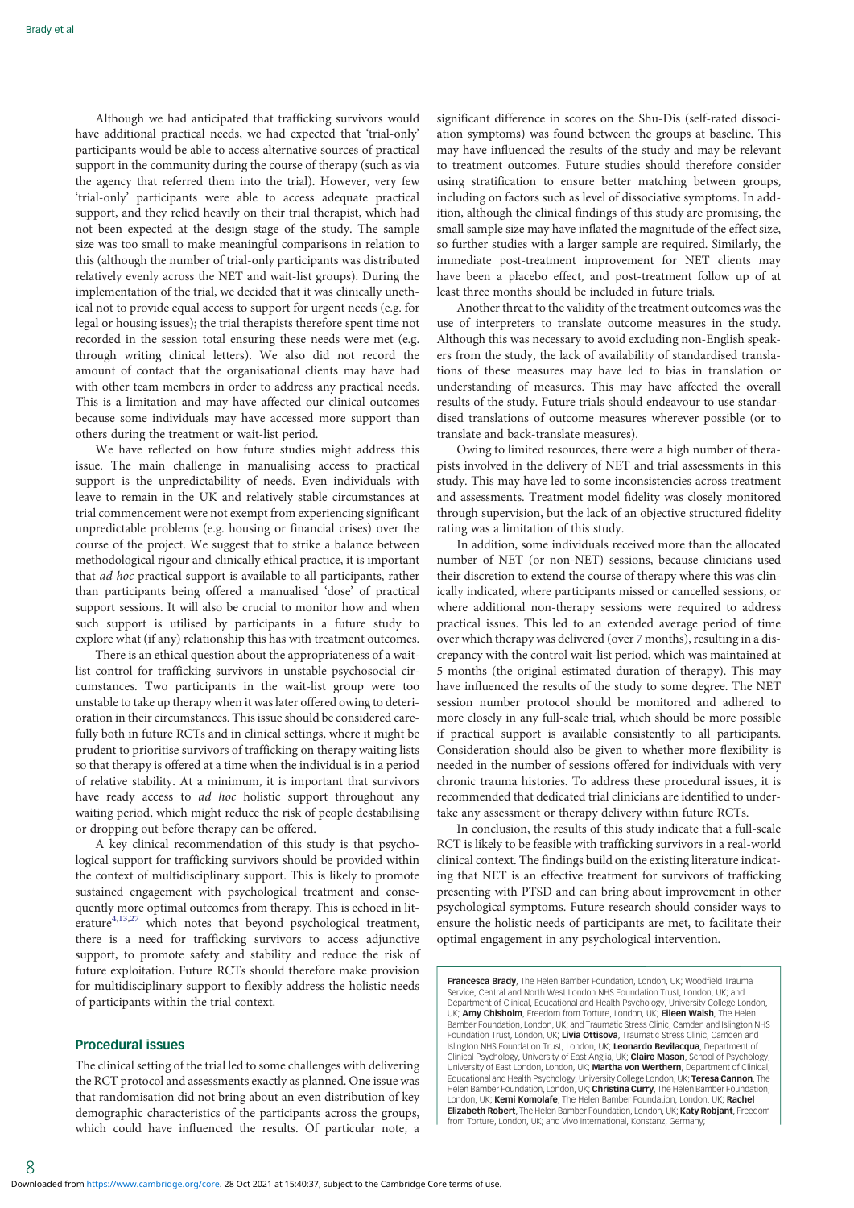Although we had anticipated that trafficking survivors would have additional practical needs, we had expected that 'trial-only' participants would be able to access alternative sources of practical support in the community during the course of therapy (such as via the agency that referred them into the trial). However, very few 'trial-only' participants were able to access adequate practical support, and they relied heavily on their trial therapist, which had not been expected at the design stage of the study. The sample size was too small to make meaningful comparisons in relation to this (although the number of trial-only participants was distributed relatively evenly across the NET and wait-list groups). During the implementation of the trial, we decided that it was clinically unethical not to provide equal access to support for urgent needs (e.g. for legal or housing issues); the trial therapists therefore spent time not recorded in the session total ensuring these needs were met (e.g. through writing clinical letters). We also did not record the amount of contact that the organisational clients may have had with other team members in order to address any practical needs. This is a limitation and may have affected our clinical outcomes because some individuals may have accessed more support than others during the treatment or wait-list period.

We have reflected on how future studies might address this issue. The main challenge in manualising access to practical support is the unpredictability of needs. Even individuals with leave to remain in the UK and relatively stable circumstances at trial commencement were not exempt from experiencing significant unpredictable problems (e.g. housing or financial crises) over the course of the project. We suggest that to strike a balance between methodological rigour and clinically ethical practice, it is important that *ad hoc* practical support is available to all participants, rather than participants being offered a manualised 'dose' of practical support sessions. It will also be crucial to monitor how and when such support is utilised by participants in a future study to explore what (if any) relationship this has with treatment outcomes.

There is an ethical question about the appropriateness of a wait-list control for trafficking survivors in unstable psychosocial circumstances. Two participants in the wait-list group were too unstable to take up therapy when it was later offered owing to deterioration in their circumstances. This issue should be considered carefully both in future RCTs and in clinical settings, where it might be prudent to prioritise survivors of trafficking on therapy waiting lists so that therapy is offered at a time when the individual is in a period of relative stability. At a minimum, it is important that survivors have ready access to *ad hoc* holistic support throughout any waiting period, which might reduce the risk of people destabilising or dropping out before therapy can be offered.

A key clinical recommendation of this study is that psychological support for trafficking survivors should be provided within the context of multidisciplinary support. This is likely to promote sustained engagement with psychological treatment and consequently more optimal outcomes from therapy. This is echoed in literature[4,13,27] which notes that beyond psychological treatment, there is a need for trafficking survivors to access adjunctive support, to promote safety and stability and reduce the risk of future exploitation. Future RCTs should therefore make provision for multidisciplinary support to flexibly address the holistic needs of participants within the trial context.

## Procedural issues

The clinical setting of the trial led to some challenges with delivering the RCT protocol and assessments exactly as planned. One issue was that randomisation did not bring about an even distribution of key demographic characteristics of the participants across the groups, which could have influenced the results. Of particular note, a significant difference in scores on the Shu-Dis (self-rated dissociation symptoms) was found between the groups at baseline. This may have influenced the results of the study and may be relevant to treatment outcomes. Future studies should therefore consider using stratification to ensure better matching between groups, including on factors such as level of dissociative symptoms. In addition, although the clinical findings of this study are promising, the small sample size may have inflated the magnitude of the effect size, so further studies with a larger sample are required. Similarly, the immediate post-treatment improvement for NET clients may have been a placebo effect, and post-treatment follow up of at least three months should be included in future trials.

Another threat to the validity of the treatment outcomes was the use of interpreters to translate outcome measures in the study. Although this was necessary to avoid excluding non-English speakers from the study, the lack of availability of standardised translations of these measures may have led to bias in translation or understanding of measures. This may have affected the overall results of the study. Future trials should endeavour to use standardised translations of outcome measures wherever possible (or to translate and back-translate measures).

Owing to limited resources, there were a high number of therapists involved in the delivery of NET and trial assessments in this study. This may have led to some inconsistencies across treatment and assessments. Treatment model fidelity was closely monitored through supervision, but the lack of an objective structured fidelity rating was a limitation of this study.

In addition, some individuals received more than the allocated number of NET (or non-NET) sessions, because clinicians used their discretion to extend the course of therapy where this was clinically indicated, where participants missed or cancelled sessions, or where additional non-therapy sessions were required to address practical issues. This led to an extended average period of time over which therapy was delivered (over 7 months), resulting in a discrepancy with the control wait-list period, which was maintained at 5 months (the original estimated duration of therapy). This may have influenced the results of the study to some degree. The NET session number protocol should be monitored and adhered to more closely in any full-scale trial, which should be more possible if practical support is available consistently to all participants. Consideration should also be given to whether more flexibility is needed in the number of sessions offered for individuals with very chronic trauma histories. To address these procedural issues, it is recommended that dedicated trial clinicians are identified to undertake any assessment or therapy delivery within future RCTs.

In conclusion, the results of this study indicate that a full-scale RCT is likely to be feasible with trafficking survivors in a real-world clinical context. The findings build on the existing literature indicating that NET is an effective treatment for survivors of trafficking presenting with PTSD and can bring about improvement in other psychological symptoms. Future research should consider ways to ensure the holistic needs of participants are met, to facilitate their optimal engagement in any psychological intervention.

**Francesca Brady**, The Helen Bamber Foundation, London, UK; Woodfield Trauma Service, Central and North West London NHS Foundation Trust, London, UK; and Department of Clinical, Educational and Health Psychology, University College London, UK; **Amy Chisholm**, Freedom from Torture, London, UK; **Eileen Walsh**, The Helen Bamber Foundation, London, UK; and Traumatic Stress Clinic, Camden and Islington NHS Foundation Trust, London, UK; **Livia Ottisova**, Traumatic Stress Clinic, Camden and Islington NHS Foundation Trust, London, UK; **Leonardo Bevilacqua**, Department of Clinical Psychology, University of East Anglia, UK; **Claire Mason**, School of Psychology, University of East London, London, UK; **Martha von Werthern**, Department of Clinical, Educational and Health Psychology, University College London, UK; **Teresa Cannon**, The Helen Bamber Foundation, London, UK; **Christina Curry**, The Helen Bamber Foundation, London, UK; **Kemi Komolafe**, The Helen Bamber Foundation, London, UK; **Rachel Elizabeth Robert**, The Helen Bamber Foundation, London, UK; **Katy Robjant**, Freedom from Torture, London, UK; and Vivo International, Konstanz, Germany;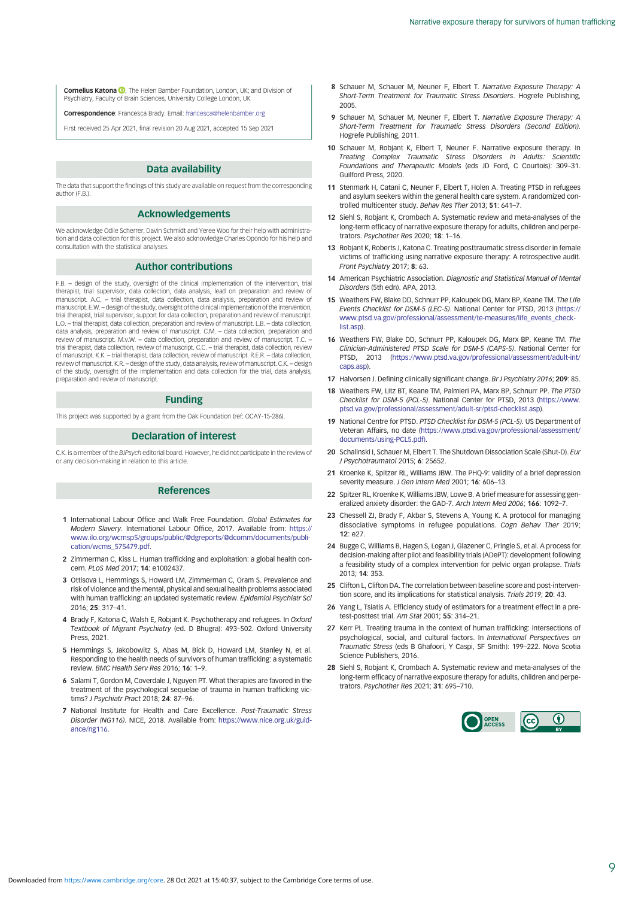**Cornelius Katona**, The Helen Bamber Foundation, London, UK; and Division of Psychiatry, Faculty of Brain Sciences, University College London, UK

**Correspondence**: Francesca Brady. Email: francesca@helenbamber.org

First received 25 Apr 2021, final revision 20 Aug 2021, accepted 15 Sep 2021

## Data availability

The data that support the findings of this study are available on request from the corresponding author (F.B.).

## Acknowledgements

We acknowledge Odile Scherrer, Davin Schmidt and Yeree Woo for their help with administration and data collection for this project. We also acknowledge Charles Opondo for his help and consultation with the statistical analyses.

## Author contributions

F.B. – design of the study, oversight of the clinical implementation of the intervention, trial therapist, trial supervisor, data collection, data analysis, lead on preparation and review of manuscript. A.C. – trial therapist, data collection, data analysis, preparation and review of manuscript. E.W. – design of the study, oversight of the clinical implementation of the intervention, trial therapist, trial supervisor, support for data collection, preparation and review of manuscript. L.O. – trial therapist, data collection, preparation and review of manuscript. L.B. – data collection, data analysis, preparation and review of manuscript. C.M. – data collection, preparation and review of manuscript. M.v.W. – data collection, preparation and review of manuscript. T.C. – trial therapist, data collection, review of manuscript. C.C. – trial therapist, data collection, review of manuscript. K.K. – trial therapist, data collection, review of manuscript. R.E.R. – data collection, review of manuscript. K.R. – design of the study, data analysis, review of manuscript. C.K. – design of the study, oversight of the implementation and data collection for the trial, data analysis, preparation and review of manuscript.

## Funding

This project was supported by a grant from the Oak Foundation (ref: OCAY-15-286).

## Declaration of interest

C.K. is a member of the *BJPsych* editorial board. However, he did not participate in the review of or any decision-making in relation to this article.

## References

1. International Labour Office and Walk Free Foundation. *Global Estimates for Modern Slavery*. International Labour Office, 2017. Available from: https://www.ilo.org/wcmsp5/groups/public/@dgreports/@dcomm/documents/publication/wcms_575479.pdf.
2. Zimmerman C, Kiss L. Human trafficking and exploitation: a global health concern. *PLoS Med* 2017; **14**: e1002437.
3. Ottisova L, Hemmings S, Howard LM, Zimmerman C, Oram S. Prevalence and risk of violence and the mental, physical and sexual health problems associated with human trafficking: an updated systematic review. *Epidemiol Psychiatr Sci* 2016; **25**: 317–41.
4. Brady F, Katona C, Walsh E, Robjant K. Psychotherapy and refugees. In *Oxford Textbook of Migrant Psychiatry* (ed. D Bhugra): 493–502. Oxford University Press, 2021.
5. Hemmings S, Jakobowitz S, Abas M, Bick D, Howard LM, Stanley N, et al. Responding to the health needs of survivors of human trafficking: a systematic review. *BMC Health Serv Res* 2016; **16**: 1–9.
6. Salami T, Gordon M, Coverdale J, Nguyen PT. What therapies are favored in the treatment of the psychological sequelae of trauma in human trafficking victims? *J Psychiatr Pract* 2018; **24**: 87–96.
7. National Institute for Health and Care Excellence. *Post-Traumatic Stress Disorder (NG116)*. NICE, 2018. Available from: https://www.nice.org.uk/guidance/ng116.
8. Schauer M, Schauer M, Neuner F, Elbert T. *Narrative Exposure Therapy: A Short-Term Treatment for Traumatic Stress Disorders*. Hogrefe Publishing, 2005.
9. Schauer M, Schauer M, Neuner F, Elbert T. *Narrative Exposure Therapy: A Short-Term Treatment for Traumatic Stress Disorders (Second Edition)*. Hogrefe Publishing, 2011.
10. Schauer M, Robjant K, Elbert T, Neuner F. Narrative exposure therapy. In *Treating Complex Traumatic Stress Disorders in Adults: Scientific Foundations and Therapeutic Models* (eds JD Ford, C Courtois): 309–31. Guilford Press, 2020.
11. Stenmark H, Catani C, Neuner F, Elbert T, Holen A. Treating PTSD in refugees and asylum seekers within the general health care system. A randomized controlled multicenter study. *Behav Res Ther* 2013; **51**: 641–7.
12. Siehl S, Robjant K, Crombach A. Systematic review and meta-analyses of the long-term efficacy of narrative exposure therapy for adults, children and perpetrators. *Psychother Res* 2020; **18**: 1–16.
13. Robjant K, Roberts J, Katona C. Treating posttraumatic stress disorder in female victims of trafficking using narrative exposure therapy: A retrospective audit. *Front Psychiatry* 2017; **8**: 63.
14. American Psychiatric Association. *Diagnostic and Statistical Manual of Mental Disorders* (5th edn). APA, 2013.
15. Weathers FW, Blake DD, Schnurr PP, Kaloupek DG, Marx BP, Keane TM. *The Life Events Checklist for DSM-5 (LEC-5)*. National Center for PTSD, 2013 (https://www.ptsd.va.gov/professional/assessment/te-measures/life_events_checklist.asp).
16. Weathers FW, Blake DD, Schnurr PP, Kaloupek DG, Marx BP, Keane TM. *The Clinician-Administered PTSD Scale for DSM-5 (CAPS-5)*. National Center for PTSD, 2013 (https://www.ptsd.va.gov/professional/assessment/adult-int/caps.asp).
17. Halvorsen J. Defining clinically significant change. *Br J Psychiatry 2016*; **209**: 85.
18. Weathers FW, Litz BT, Keane TM, Palmieri PA, Marx BP, Schnurr PP. *The PTSD Checklist for DSM-5 (PCL-5)*. National Center for PTSD, 2013 (https://www.ptsd.va.gov/professional/assessment/adult-sr/ptsd-checklist.asp).
19. National Centre for PTSD. *PTSD Checklist for DSM-5 (PCL-5)*. US Department of Veteran Affairs, no date (https://www.ptsd.va.gov/professional/assessment/documents/using-PCL5.pdf).
20. Schalinski I, Schauer M, Elbert T. The Shutdown Dissociation Scale (Shut-D). *Eur J Psychotraumatol* 2015; **6**: 25652.
21. Kroenke K, Spitzer RL, Williams JBW. The PHQ-9: validity of a brief depression severity measure. *J Gen Intern Med* 2001; **16**: 606–13.
22. Spitzer RL, Kroenke K, Williams JBW, Lowe B. A brief measure for assessing generalized anxiety disorder: the GAD-7. *Arch Intern Med 2006*; **166**: 1092–7.
23. Chessell ZJ, Brady F, Akbar S, Stevens A, Young K. A protocol for managing dissociative symptoms in refugee populations. *Cogn Behav Ther* 2019; **12**: e27.
24. Bugge C, Williams B, Hagen S, Logan J, Glazener C, Pringle S, et al. A process for decision-making after pilot and feasibility trials (ADePT): development following a feasibility study of a complex intervention for pelvic organ prolapse. *Trials* 2013; **14**: 353.
25. Clifton L, Clifton DA. The correlation between baseline score and post-intervention score, and its implications for statistical analysis. *Trials 2019*; **20**: 43.
26. Yang L, Tsiatis A. Efficiency study of estimators for a treatment effect in a pre-test-posttest trial. *Am Stat* 2001; **55**: 314–21.
27. Kerr PL. Treating trauma in the context of human trafficking: intersections of psychological, social, and cultural factors. In *International Perspectives on Traumatic Stress* (eds B Ghafoori, Y Caspi, SF Smith): 199–222. Nova Scotia Science Publishers, 2016.
28. Siehl S, Robjant K, Crombach A. Systematic review and meta-analyses of the long-term efficacy of narrative exposure therapy for adults, children and perpetrators. *Psychother Res* 2021; **31**: 695–710.